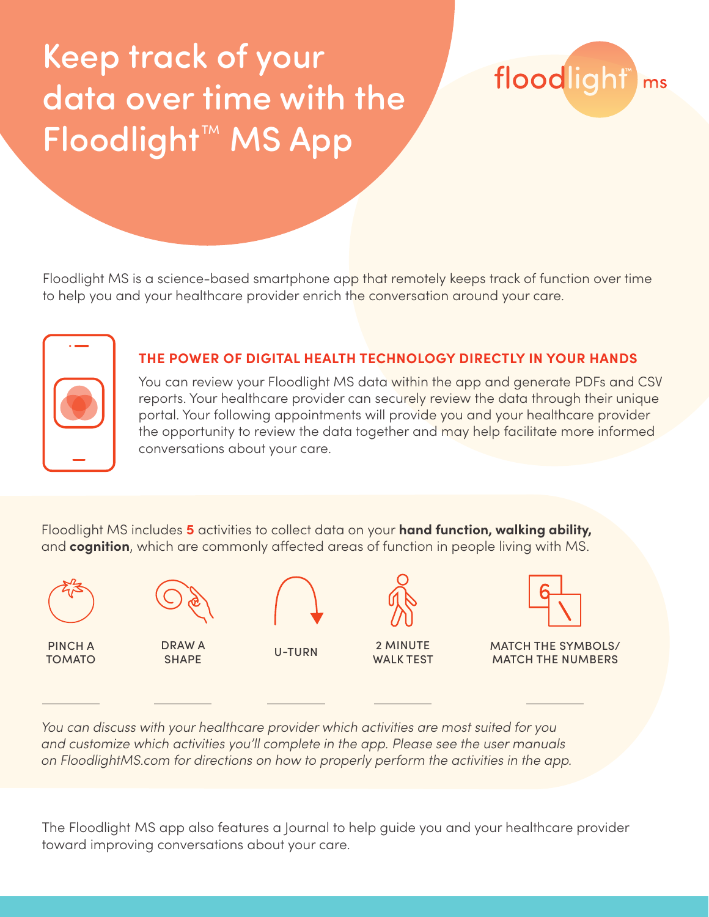# Keep track of your data over time with the Floodlight™ MS App

floodlight™ ms

Floodlight MS is a science-based smartphone app that remotely keeps track of function over time to help you and your healthcare provider enrich the conversation around your care.

## THE POWER OF DIGITAL HEALTH TECHNOLOGY DIRECTLY IN YOUR HANDS

You can review your Floodlight MS data within the app and generate PDFs and CSV reports. Your healthcare provider can securely review the data through their unique portal. Your following appointments will provide you and your healthcare provider the opportunity to review the data together and may help facilitate more informed conversations about your care.

Floodlight MS includes **5** activities to collect data on your **hand function, walking ability,** and **cognition**, which are commonly affected areas of function in people living with MS.

- PINCH A TOMATO
- DRAW A SHAPE
- U-TURN
- 2 MINUTE WALK TEST
- MATCH THE SYMBOLS/ MATCH THE NUMBERS

*You can discuss with your healthcare provider which activities are most suited for you and customize which activities you'll complete in the app. Please see the user manuals on FloodlightMS.com for directions on how to properly perform the activities in the app.*

The Floodlight MS app also features a Journal to help guide you and your healthcare provider toward improving conversations about your care.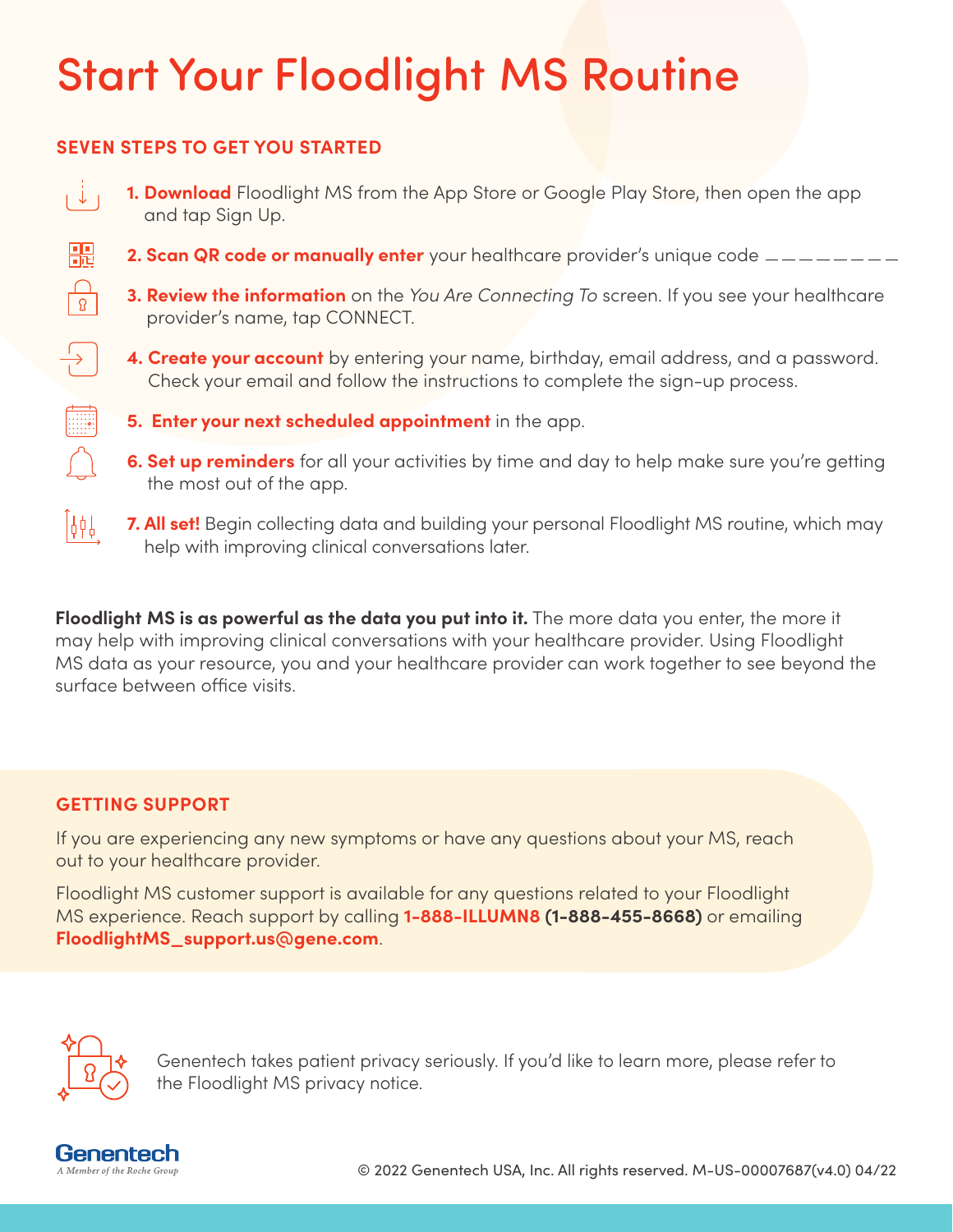# Start Your Floodlight MS Routine

## SEVEN STEPS TO GET YOU STARTED

1. **Download** Floodlight MS from the App Store or Google Play Store, then open the app and tap Sign Up.
2. **Scan QR code or manually enter** your healthcare provider's unique code ________
3. **Review the information** on the *You Are Connecting To* screen. If you see your healthcare provider's name, tap CONNECT.
4. **Create your account** by entering your name, birthday, email address, and a password. Check your email and follow the instructions to complete the sign-up process.
5. **Enter your next scheduled appointment** in the app.
6. **Set up reminders** for all your activities by time and day to help make sure you're getting the most out of the app.
7. **All set!** Begin collecting data and building your personal Floodlight MS routine, which may help with improving clinical conversations later.

**Floodlight MS is as powerful as the data you put into it.** The more data you enter, the more it may help with improving clinical conversations with your healthcare provider. Using Floodlight MS data as your resource, you and your healthcare provider can work together to see beyond the surface between office visits.

## GETTING SUPPORT

If you are experiencing any new symptoms or have any questions about your MS, reach out to your healthcare provider.

Floodlight MS customer support is available for any questions related to your Floodlight MS experience. Reach support by calling **1-888-ILLUMN8 (1-888-455-8668)** or emailing **FloodlightMS_support.us@gene.com**.

Genentech takes patient privacy seriously. If you'd like to learn more, please refer to the Floodlight MS privacy notice.

Genentech
A Member of the Roche Group

© 2022 Genentech USA, Inc. All rights reserved. M-US-00007687(v4.0) 04/22